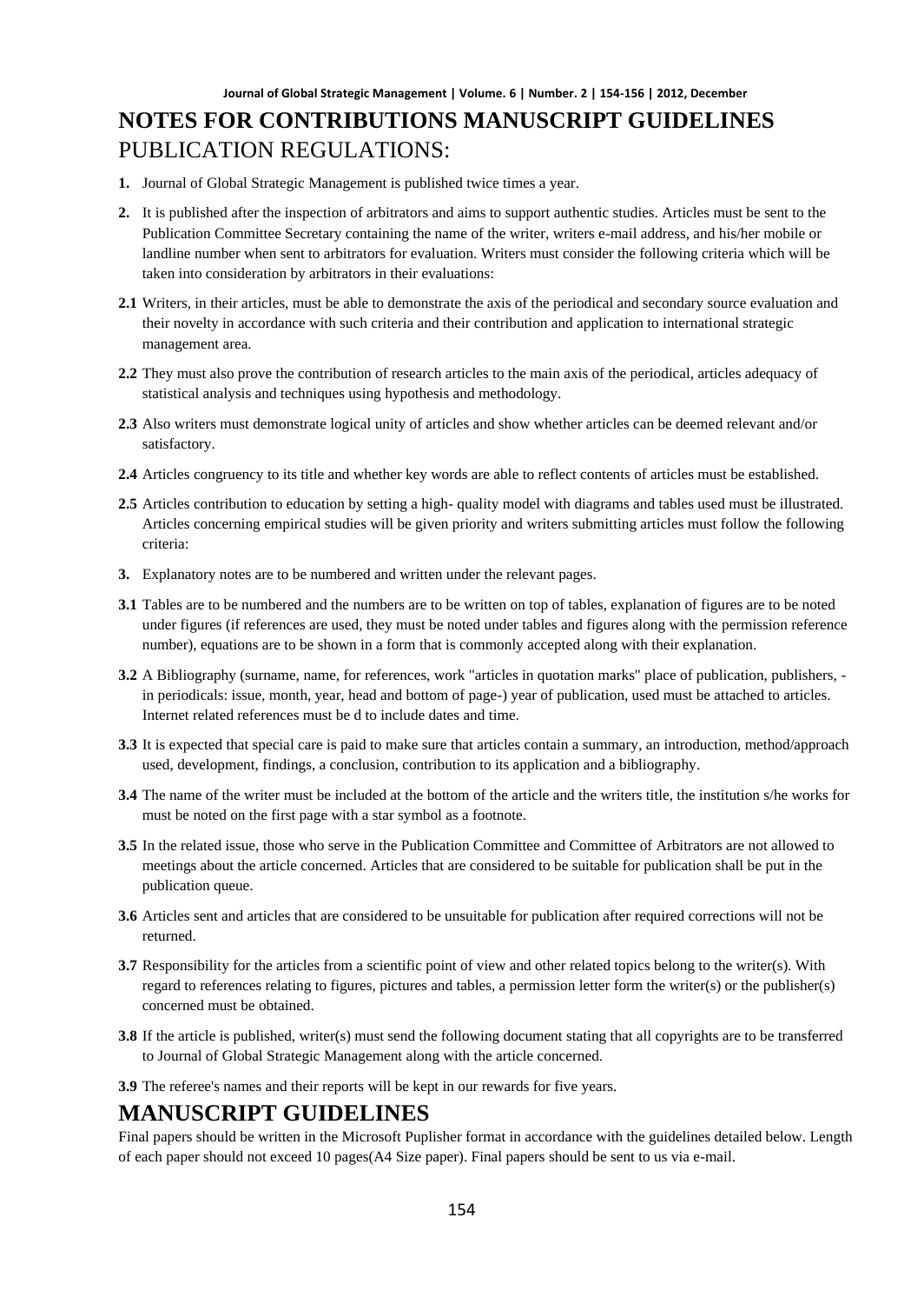# NOTES FOR CONTRIBUTIONS MANUSCRIPT GUIDELINES

## PUBLICATION REGULATIONS:

**1.** Journal of Global Strategic Management is published twice times a year.

**2.** It is published after the inspection of arbitrators and aims to support authentic studies. Articles must be sent to the Publication Committee Secretary containing the name of the writer, writers e-mail address, and his/her mobile or landline number when sent to arbitrators for evaluation. Writers must consider the following criteria which will be taken into consideration by arbitrators in their evaluations:

**2.1** Writers, in their articles, must be able to demonstrate the axis of the periodical and secondary source evaluation and their novelty in accordance with such criteria and their contribution and application to international strategic management area.

**2.2** They must also prove the contribution of research articles to the main axis of the periodical, articles adequacy of statistical analysis and techniques using hypothesis and methodology.

**2.3** Also writers must demonstrate logical unity of articles and show whether articles can be deemed relevant and/or satisfactory.

**2.4** Articles congruency to its title and whether key words are able to reflect contents of articles must be established.

**2.5** Articles contribution to education by setting a high- quality model with diagrams and tables used must be illustrated. Articles concerning empirical studies will be given priority and writers submitting articles must follow the following criteria:

**3.** Explanatory notes are to be numbered and written under the relevant pages.

**3.1** Tables are to be numbered and the numbers are to be written on top of tables, explanation of figures are to be noted under figures (if references are used, they must be noted under tables and figures along with the permission reference number), equations are to be shown in a form that is commonly accepted along with their explanation.

**3.2** A Bibliography (surname, name, for references, work "articles in quotation marks" place of publication, publishers, - in periodicals: issue, month, year, head and bottom of page-) year of publication, used must be attached to articles. Internet related references must be d to include dates and time.

**3.3** It is expected that special care is paid to make sure that articles contain a summary, an introduction, method/approach used, development, findings, a conclusion, contribution to its application and a bibliography.

**3.4** The name of the writer must be included at the bottom of the article and the writers title, the institution s/he works for must be noted on the first page with a star symbol as a footnote.

**3.5** In the related issue, those who serve in the Publication Committee and Committee of Arbitrators are not allowed to meetings about the article concerned. Articles that are considered to be suitable for publication shall be put in the publication queue.

**3.6** Articles sent and articles that are considered to be unsuitable for publication after required corrections will not be returned.

**3.7** Responsibility for the articles from a scientific point of view and other related topics belong to the writer(s). With regard to references relating to figures, pictures and tables, a permission letter form the writer(s) or the publisher(s) concerned must be obtained.

**3.8** If the article is published, writer(s) must send the following document stating that all copyrights are to be transferred to Journal of Global Strategic Management along with the article concerned.

**3.9** The referee's names and their reports will be kept in our rewards for five years.

# MANUSCRIPT GUIDELINES

Final papers should be written in the Microsoft Puplisher format in accordance with the guidelines detailed below. Length of each paper should not exceed 10 pages(A4 Size paper). Final papers should be sent to us via e-mail.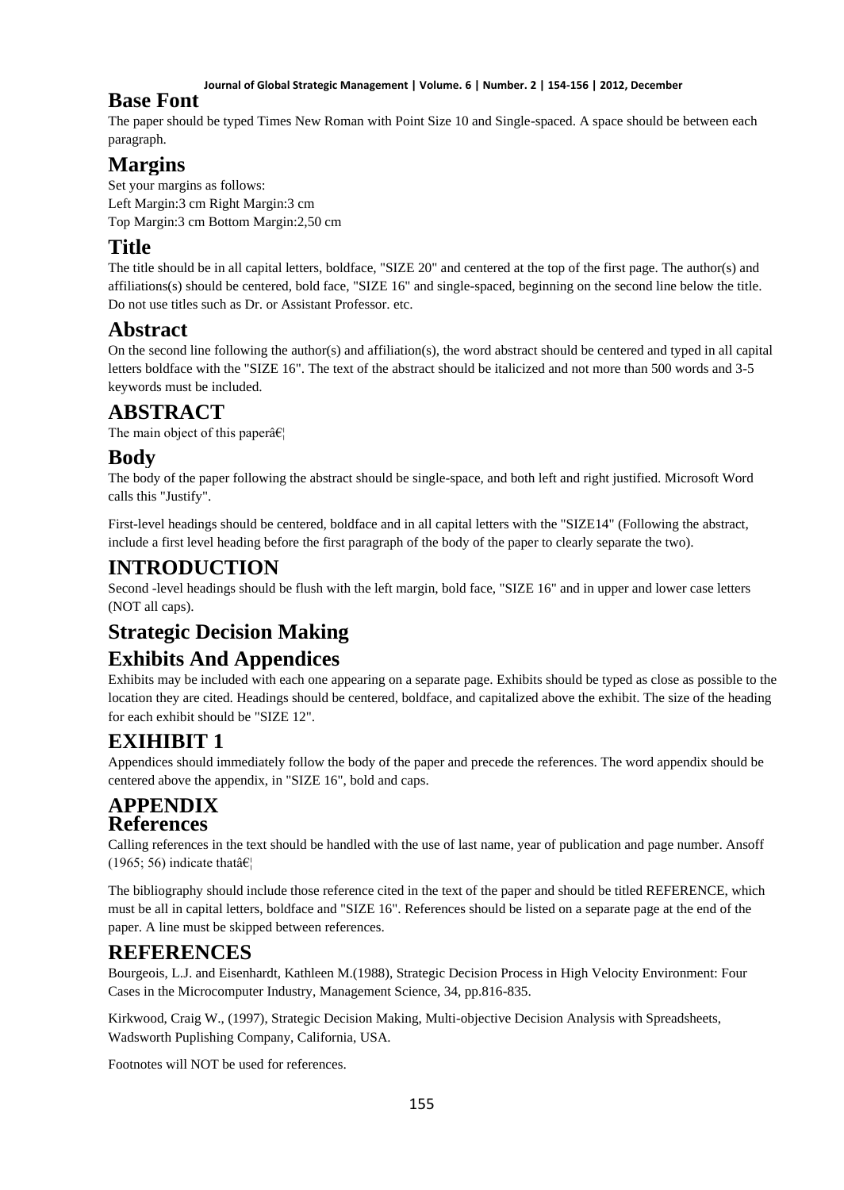## Base Font

The paper should be typed Times New Roman with Point Size 10 and Single-spaced. A space should be between each paragraph.

## Margins

Set your margins as follows:
Left Margin:3 cm Right Margin:3 cm
Top Margin:3 cm Bottom Margin:2,50 cm

## Title

The title should be in all capital letters, boldface, "SIZE 20" and centered at the top of the first page. The author(s) and affiliations(s) should be centered, bold face, "SIZE 16" and single-spaced, beginning on the second line below the title. Do not use titles such as Dr. or Assistant Professor. etc.

## Abstract

On the second line following the author(s) and affiliation(s), the word abstract should be centered and typed in all capital letters boldface with the "SIZE 16". The text of the abstract should be italicized and not more than 500 words and 3-5 keywords must be included.

## ABSTRACT

The main object of this paperâ€¦

## Body

The body of the paper following the abstract should be single-space, and both left and right justified. Microsoft Word calls this "Justify".

First-level headings should be centered, boldface and in all capital letters with the "SIZE14" (Following the abstract, include a first level heading before the first paragraph of the body of the paper to clearly separate the two).

## INTRODUCTION

Second -level headings should be flush with the left margin, bold face, "SIZE 16" and in upper and lower case letters (NOT all caps).

## Strategic Decision Making

## Exhibits And Appendices

Exhibits may be included with each one appearing on a separate page. Exhibits should be typed as close as possible to the location they are cited. Headings should be centered, boldface, and capitalized above the exhibit. The size of the heading for each exhibit should be "SIZE 12".

## EXIHIBIT 1

Appendices should immediately follow the body of the paper and precede the references. The word appendix should be centered above the appendix, in "SIZE 16", bold and caps.

## APPENDIX

## References

Calling references in the text should be handled with the use of last name, year of publication and page number. Ansoff (1965; 56) indicate thatâ€¦

The bibliography should include those reference cited in the text of the paper and should be titled REFERENCE, which must be all in capital letters, boldface and "SIZE 16". References should be listed on a separate page at the end of the paper. A line must be skipped between references.

## REFERENCES

Bourgeois, L.J. and Eisenhardt, Kathleen M.(1988), Strategic Decision Process in High Velocity Environment: Four Cases in the Microcomputer Industry, Management Science, 34, pp.816-835.

Kirkwood, Craig W., (1997), Strategic Decision Making, Multi-objective Decision Analysis with Spreadsheets, Wadsworth Puplishing Company, California, USA.

Footnotes will NOT be used for references.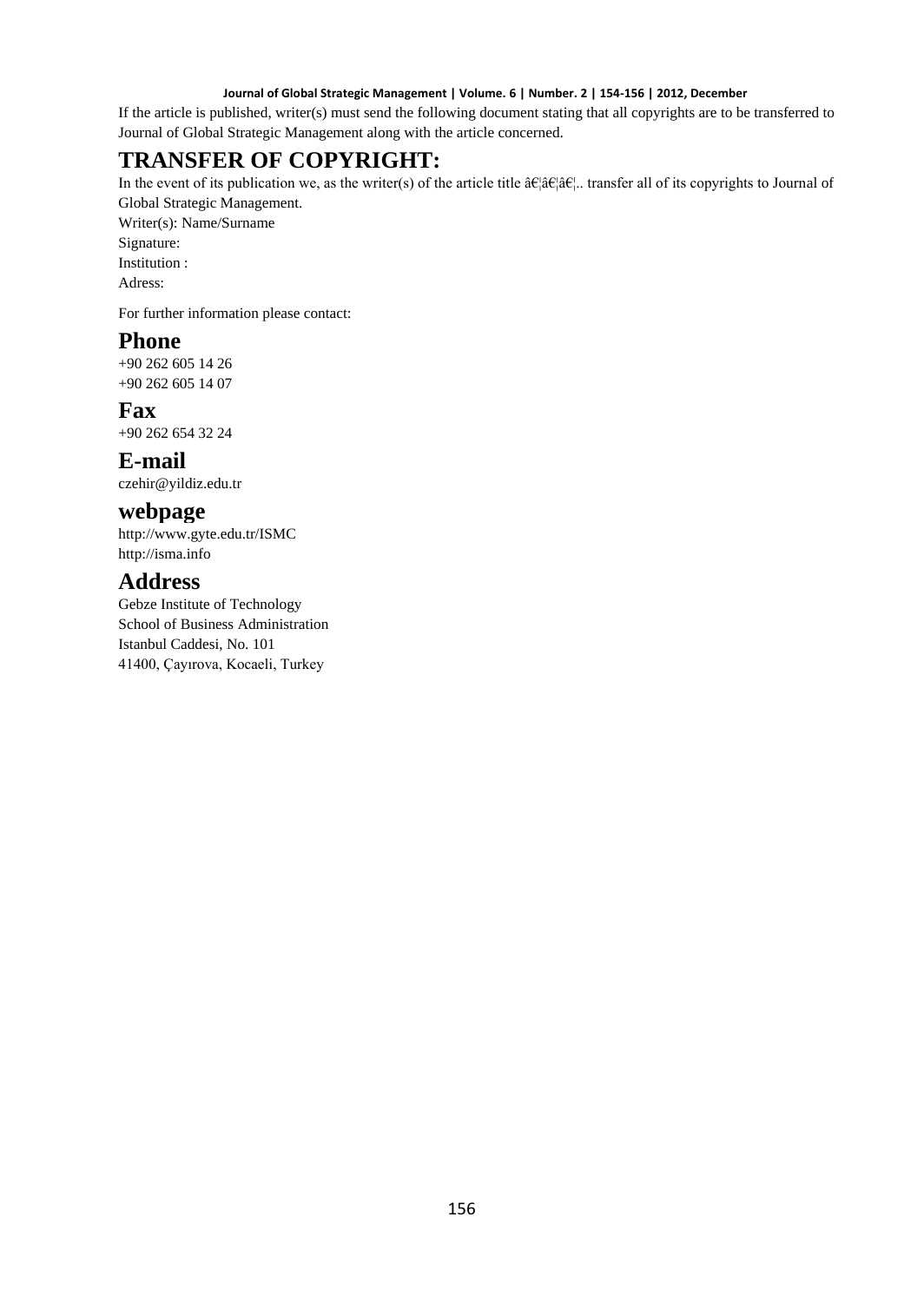If the article is published, writer(s) must send the following document stating that all copyrights are to be transferred to Journal of Global Strategic Management along with the article concerned.

## TRANSFER OF COPYRIGHT:

In the event of its publication we, as the writer(s) of the article title â€¦â€¦.. transfer all of its copyrights to Journal of Global Strategic Management.

Writer(s): Name/Surname

Signature:

Institution :

Adress:

For further information please contact:

### Phone

+90 262 605 14 26

+90 262 605 14 07

### Fax

+90 262 654 32 24

### E-mail

czehir@yildiz.edu.tr

### webpage

http://www.gyte.edu.tr/ISMC

http://isma.info

### Address

Gebze Institute of Technology

School of Business Administration

Istanbul Caddesi, No. 101

41400, Çayırova, Kocaeli, Turkey